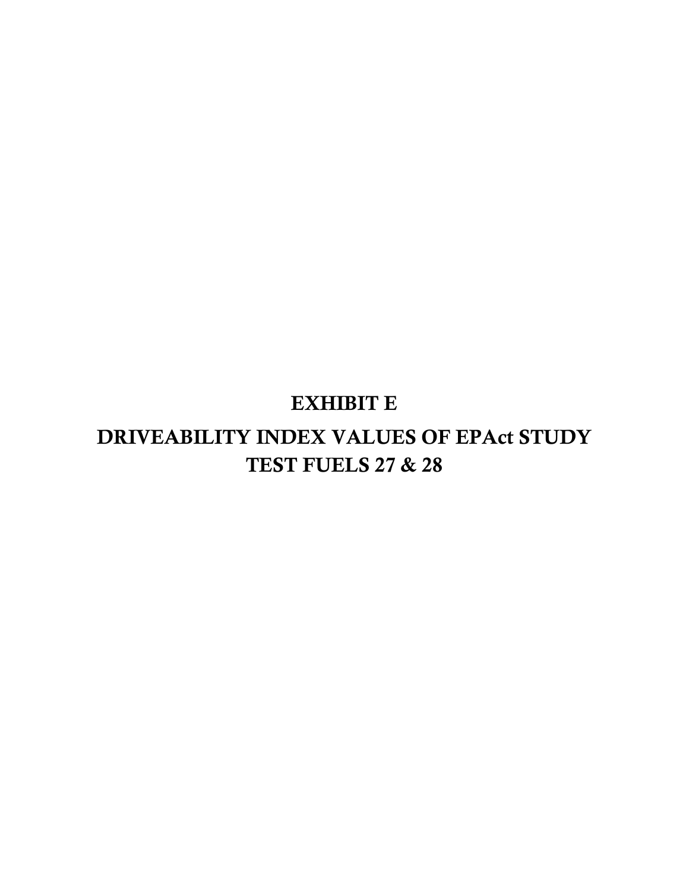# EXHIBIT E

# DRIVEABILITY INDEX VALUES OF EPAct STUDY TEST FUELS 27 & 28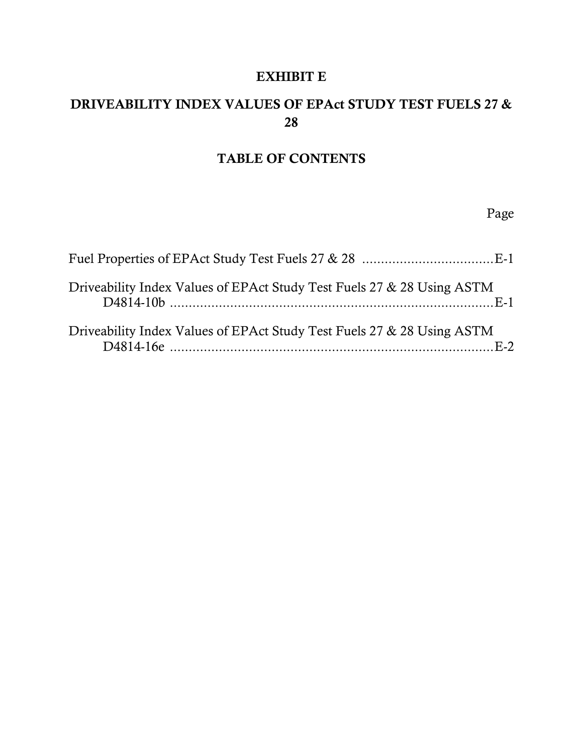# EXHIBIT E

## DRIVEABILITY INDEX VALUES OF EPAct STUDY TEST FUELS 27 & 28

## TABLE OF CONTENTS

| | Page |
|---|---|
| Fuel Properties of EPAct Study Test Fuels 27 & 28 | E-1 |
| Driveability Index Values of EPAct Study Test Fuels 27 & 28 Using ASTM D4814-10b | E-1 |
| Driveability Index Values of EPAct Study Test Fuels 27 & 28 Using ASTM D4814-16e | E-2 |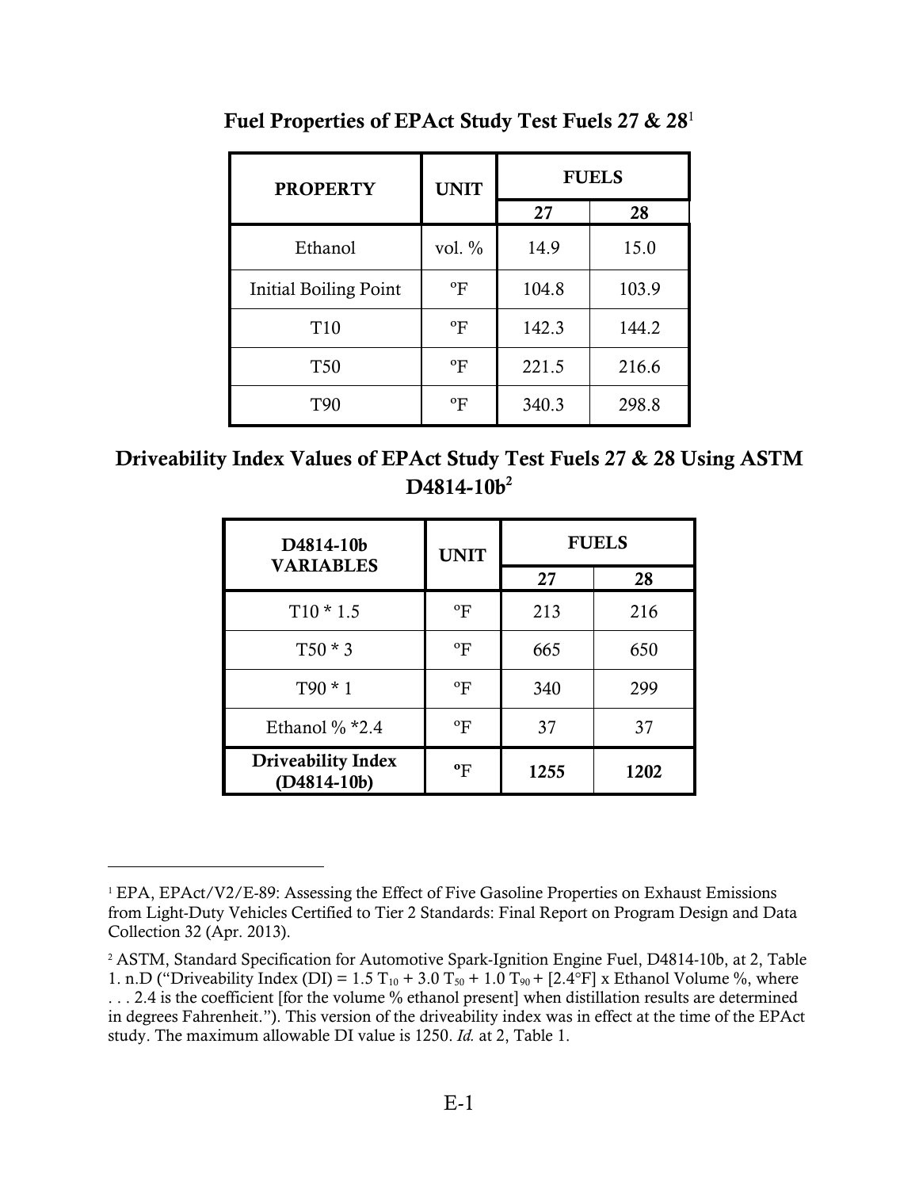## Fuel Properties of EPAct Study Test Fuels 27 & 28[1]

| PROPERTY | UNIT | FUELS | |
|---|---|---|---|
| | | 27 | 28 |
| Ethanol | vol. % | 14.9 | 15.0 |
| Initial Boiling Point | ºF | 104.8 | 103.9 |
| T10 | ºF | 142.3 | 144.2 |
| T50 | ºF | 221.5 | 216.6 |
| T90 | ºF | 340.3 | 298.8 |

## Driveability Index Values of EPAct Study Test Fuels 27 & 28 Using ASTM D4814-10b[2]

| D4814-10b VARIABLES | UNIT | FUELS | |
|---|---|---|---|
| | | 27 | 28 |
| T10 * 1.5 | ºF | 213 | 216 |
| T50 * 3 | ºF | 665 | 650 |
| T90 * 1 | ºF | 340 | 299 |
| Ethanol % *2.4 | ºF | 37 | 37 |
| **Driveability Index (D4814-10b)** | **ºF** | **1255** | **1202** |

---

[1] EPA, EPAct/V2/E-89: Assessing the Effect of Five Gasoline Properties on Exhaust Emissions from Light-Duty Vehicles Certified to Tier 2 Standards: Final Report on Program Design and Data Collection 32 (Apr. 2013).

[2] ASTM, Standard Specification for Automotive Spark-Ignition Engine Fuel, D4814-10b, at 2, Table 1. n.D ("Driveability Index (DI) = $1.5\ T_{10} + 3.0\ T_{50} + 1.0\ T_{90}$ + [2.4°F] x Ethanol Volume %, where . . . 2.4 is the coefficient [for the volume % ethanol present] when distillation results are determined in degrees Fahrenheit."). This version of the driveability index was in effect at the time of the EPAct study. The maximum allowable DI value is 1250. *Id.* at 2, Table 1.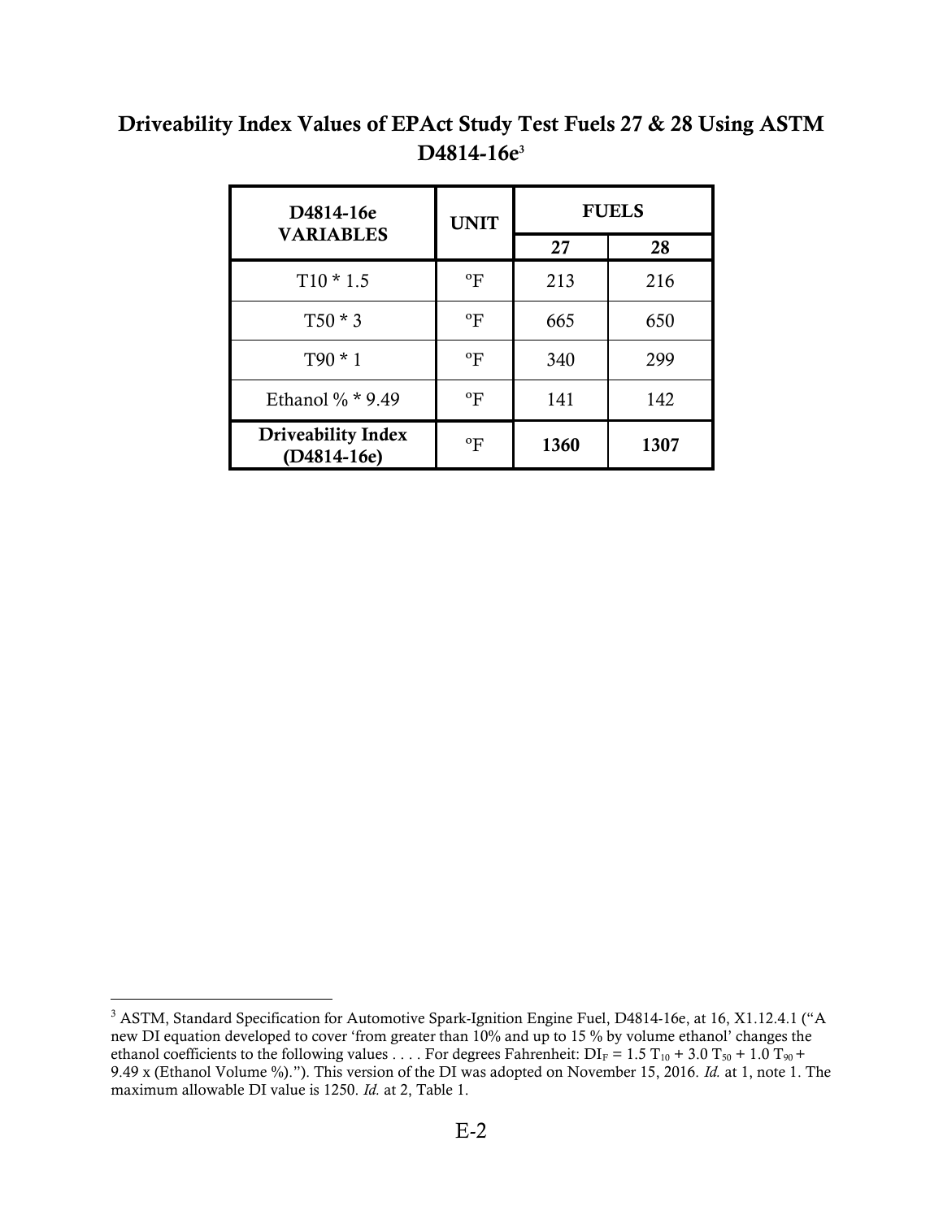# Driveability Index Values of EPAct Study Test Fuels 27 & 28 Using ASTM D4814-16e[3]

| D4814-16e VARIABLES | UNIT | FUELS | |
|---|---|---|---|
| | | **27** | **28** |
| T10 * 1.5 | ºF | 213 | 216 |
| T50 * 3 | ºF | 665 | 650 |
| T90 * 1 | ºF | 340 | 299 |
| Ethanol % * 9.49 | ºF | 141 | 142 |
| **Driveability Index (D4814-16e)** | ºF | **1360** | **1307** |

[3] ASTM, Standard Specification for Automotive Spark-Ignition Engine Fuel, D4814-16e, at 16, X1.12.4.1 ("A new DI equation developed to cover 'from greater than 10% and up to 15 % by volume ethanol' changes the ethanol coefficients to the following values . . . . For degrees Fahrenheit: $DI_F = 1.5\ T_{10} + 3.0\ T_{50} + 1.0\ T_{90} + 9.49 \times (\text{Ethanol Volume \%})$."). This version of the DI was adopted on November 15, 2016. *Id.* at 1, note 1. The maximum allowable DI value is 1250. *Id.* at 2, Table 1.